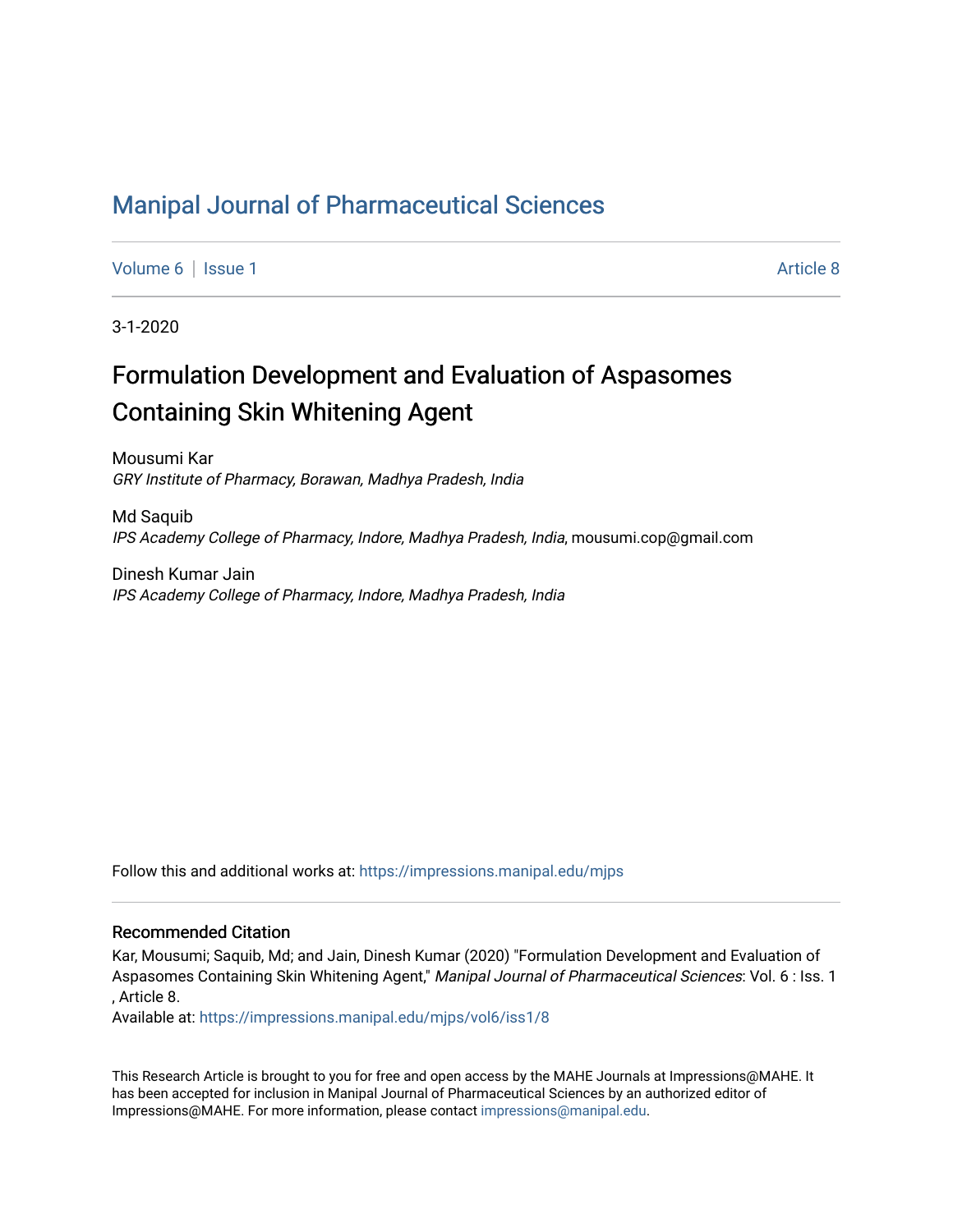# Manipal Journal of Pharmaceutical Sciences

Volume 6 | Issue 1 | Article 8

3-1-2020

## Formulation Development and Evaluation of Aspasomes Containing Skin Whitening Agent

Mousumi Kar
*GRY Institute of Pharmacy, Borawan, Madhya Pradesh, India*

Md Saquib
*IPS Academy College of Pharmacy, Indore, Madhya Pradesh, India*, mousumi.cop@gmail.com

Dinesh Kumar Jain
*IPS Academy College of Pharmacy, Indore, Madhya Pradesh, India*

Follow this and additional works at: https://impressions.manipal.edu/mjps

### Recommended Citation

Kar, Mousumi; Saquib, Md; and Jain, Dinesh Kumar (2020) "Formulation Development and Evaluation of Aspasomes Containing Skin Whitening Agent," *Manipal Journal of Pharmaceutical Sciences*: Vol. 6 : Iss. 1 , Article 8.
Available at: https://impressions.manipal.edu/mjps/vol6/iss1/8

This Research Article is brought to you for free and open access by the MAHE Journals at Impressions@MAHE. It has been accepted for inclusion in Manipal Journal of Pharmaceutical Sciences by an authorized editor of Impressions@MAHE. For more information, please contact impressions@manipal.edu.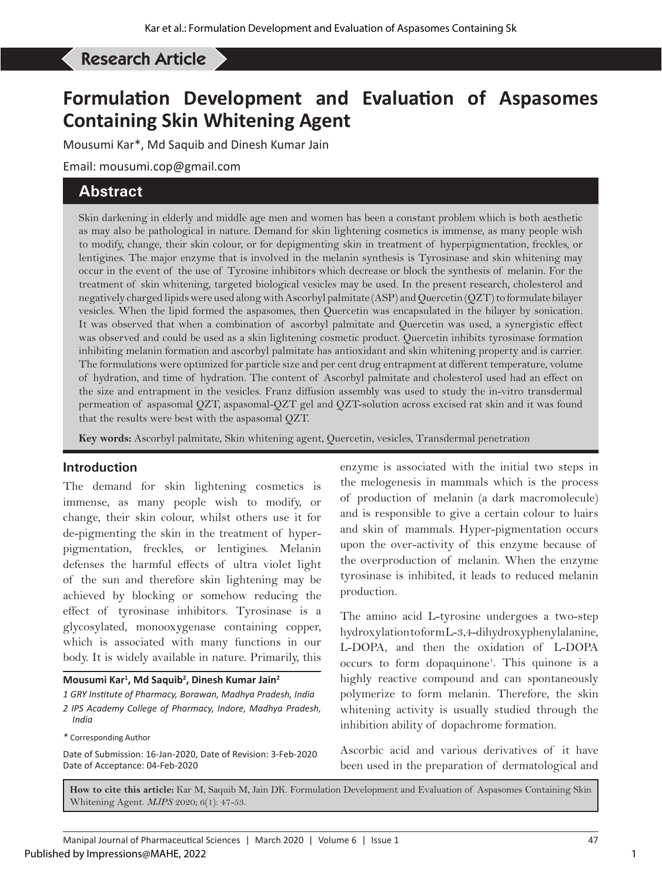Research Article

# Formulation Development and Evaluation of Aspasomes Containing Skin Whitening Agent

Mousumi Kar*, Md Saquib and Dinesh Kumar Jain

Email: mousumi.cop@gmail.com

## Abstract

Skin darkening in elderly and middle age men and women has been a constant problem which is both aesthetic as may also be pathological in nature. Demand for skin lightening cosmetics is immense, as many people wish to modify, change, their skin colour, or for depigmenting skin in treatment of hyperpigmentation, freckles, or lentigines. The major enzyme that is involved in the melanin synthesis is Tyrosinase and skin whitening may occur in the event of the use of Tyrosine inhibitors which decrease or block the synthesis of melanin. For the treatment of skin whitening, targeted biological vesicles may be used. In the present research, cholesterol and negatively charged lipids were used along with Ascorbyl palmitate (ASP) and Quercetin (QZT) to formulate bilayer vesicles. When the lipid formed the aspasomes, then Quercetin was encapsulated in the bilayer by sonication. It was observed that when a combination of ascorbyl palmitate and Quercetin was used, a synergistic effect was observed and could be used as a skin lightening cosmetic product. Quercetin inhibits tyrosinase formation inhibiting melanin formation and ascorbyl palmitate has antioxidant and skin whitening property and is carrier. The formulations were optimized for particle size and per cent drug entrapment at different temperature, volume of hydration, and time of hydration. The content of Ascorbyl palmitate and cholesterol used had an effect on the size and entrapment in the vesicles. Franz diffusion assembly was used to study the in-vitro transdermal permeation of aspasomal QZT, aspasomal-QZT gel and QZT-solution across excised rat skin and it was found that the results were best with the aspasomal QZT.

**Key words:** Ascorbyl palmitate, Skin whitening agent, Quercetin, vesicles, Transdermal penetration

## Introduction

The demand for skin lightening cosmetics is immense, as many people wish to modify, or change, their skin colour, whilst others use it for de-pigmenting the skin in the treatment of hyper-pigmentation, freckles, or lentigines. Melanin defenses the harmful effects of ultra violet light of the sun and therefore skin lightening may be achieved by blocking or somehow reducing the effect of tyrosinase inhibitors. Tyrosinase is a glycosylated, monooxygenase containing copper, which is associated with many functions in our body. It is widely available in nature. Primarily, this enzyme is associated with the initial two steps in the melogenesis in mammals which is the process of production of melanin (a dark macromolecule) and is responsible to give a certain colour to hairs and skin of mammals. Hyper-pigmentation occurs upon the over-activity of this enzyme because of the overproduction of melanin. When the enzyme tyrosinase is inhibited, it leads to reduced melanin production.

The amino acid L-tyrosine undergoes a two-step hydroxylation to form L-3,4-dihydroxyphenylalanine, L-DOPA, and then the oxidation of L-DOPA occurs to form dopaquinone[1]. This quinone is a highly reactive compound and can spontaneously polymerize to form melanin. Therefore, the skin whitening activity is usually studied through the inhibition ability of dopachrome formation.

Ascorbic acid and various derivatives of it have been used in the preparation of dermatological and

**Mousumi Kar[1], Md Saquib[2], Dinesh Kumar Jain[2]**

*1 GRY Institute of Pharmacy, Borawan, Madhya Pradesh, India*

*2 IPS Academy College of Pharmacy, Indore, Madhya Pradesh, India*

* Corresponding Author

Date of Submission: 16-Jan-2020, Date of Revision: 3-Feb-2020
Date of Acceptance: 04-Feb-2020

**How to cite this article:** Kar M, Saquib M, Jain DK. Formulation Development and Evaluation of Aspasomes Containing Skin Whitening Agent. *MJPS* 2020; 6(1): 47-53.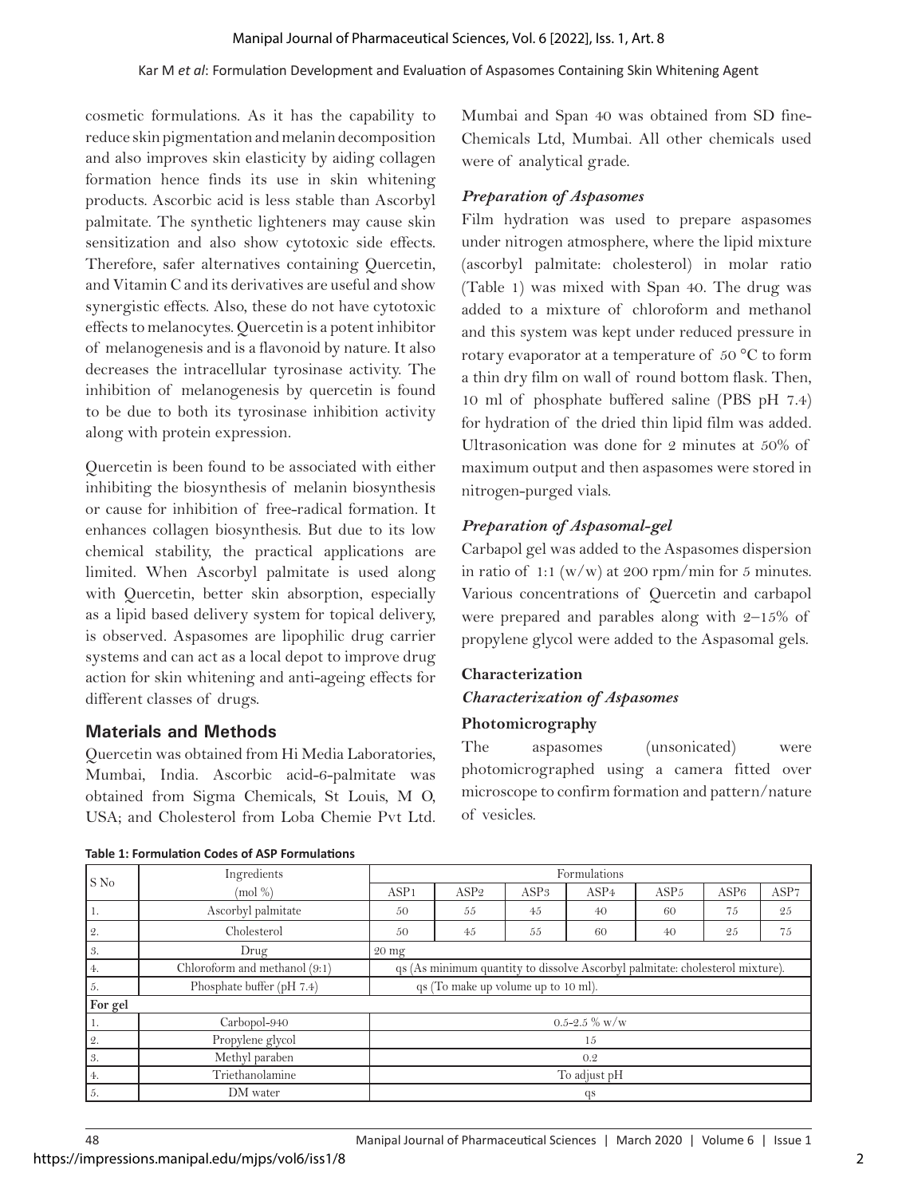cosmetic formulations. As it has the capability to reduce skin pigmentation and melanin decomposition and also improves skin elasticity by aiding collagen formation hence finds its use in skin whitening products. Ascorbic acid is less stable than Ascorbyl palmitate. The synthetic lighteners may cause skin sensitization and also show cytotoxic side effects. Therefore, safer alternatives containing Quercetin, and Vitamin C and its derivatives are useful and show synergistic effects. Also, these do not have cytotoxic effects to melanocytes. Quercetin is a potent inhibitor of melanogenesis and is a flavonoid by nature. It also decreases the intracellular tyrosinase activity. The inhibition of melanogenesis by quercetin is found to be due to both its tyrosinase inhibition activity along with protein expression.

Quercetin is been found to be associated with either inhibiting the biosynthesis of melanin biosynthesis or cause for inhibition of free-radical formation. It enhances collagen biosynthesis. But due to its low chemical stability, the practical applications are limited. When Ascorbyl palmitate is used along with Quercetin, better skin absorption, especially as a lipid based delivery system for topical delivery, is observed. Aspasomes are lipophilic drug carrier systems and can act as a local depot to improve drug action for skin whitening and anti-ageing effects for different classes of drugs.

## Materials and Methods

Quercetin was obtained from Hi Media Laboratories, Mumbai, India. Ascorbic acid-6-palmitate was obtained from Sigma Chemicals, St Louis, M O, USA; and Cholesterol from Loba Chemie Pvt Ltd. Mumbai and Span 40 was obtained from SD fine-Chemicals Ltd, Mumbai. All other chemicals used were of analytical grade.

### *Preparation of Aspasomes*

Film hydration was used to prepare aspasomes under nitrogen atmosphere, where the lipid mixture (ascorbyl palmitate: cholesterol) in molar ratio (Table 1) was mixed with Span 40. The drug was added to a mixture of chloroform and methanol and this system was kept under reduced pressure in rotary evaporator at a temperature of 50 °C to form a thin dry film on wall of round bottom flask. Then, 10 ml of phosphate buffered saline (PBS pH 7.4) for hydration of the dried thin lipid film was added. Ultrasonication was done for 2 minutes at 50% of maximum output and then aspasomes were stored in nitrogen-purged vials.

### *Preparation of Aspasomal-gel*

Carbapol gel was added to the Aspasomes dispersion in ratio of 1:1 (w/w) at 200 rpm/min for 5 minutes. Various concentrations of Quercetin and carbapol were prepared and parables along with 2–15% of propylene glycol were added to the Aspasomal gels.

### Characterization

#### *Characterization of Aspasomes*

**Photomicrography**

The aspasomes (unsonicated) were photomicrographed using a camera fitted over microscope to confirm formation and pattern/nature of vesicles.

**Table 1: Formulation Codes of ASP Formulations**

| S No | Ingredients (mol %) | Formulations | | | | | | |
|---|---|---|---|---|---|---|---|---|
| | | ASP1 | ASP2 | ASP3 | ASP4 | ASP5 | ASP6 | ASP7 |
| 1. | Ascorbyl palmitate | 50 | 55 | 45 | 40 | 60 | 75 | 25 |
| 2. | Cholesterol | 50 | 45 | 55 | 60 | 40 | 25 | 75 |
| 3. | Drug | 20 mg | | | | | | |
| 4. | Chloroform and methanol (9:1) | qs (As minimum quantity to dissolve Ascorbyl palmitate: cholesterol mixture). | | | | | | |
| 5. | Phosphate buffer (pH 7.4) | qs (To make up volume up to 10 ml). | | | | | | |
| **For gel** | | | | | | | | |
| 1. | Carbopol-940 | 0.5-2.5 % w/w | | | | | | |
| 2. | Propylene glycol | 15 | | | | | | |
| 3. | Methyl paraben | 0.2 | | | | | | |
| 4. | Triethanolamine | To adjust pH | | | | | | |
| 5. | DM water | qs | | | | | | |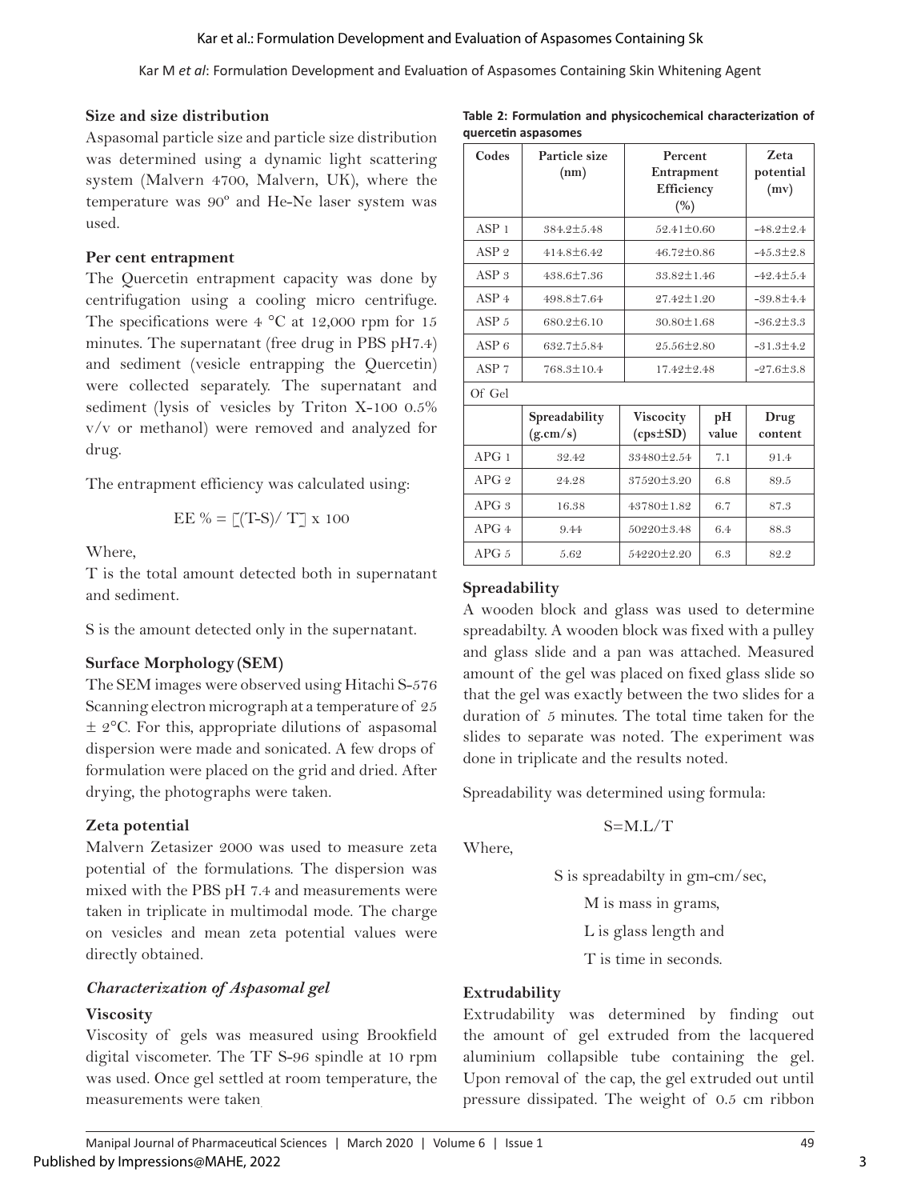### Size and size distribution

Aspasomal particle size and particle size distribution was determined using a dynamic light scattering system (Malvern 4700, Malvern, UK), where the temperature was 90º and He-Ne laser system was used.

### Per cent entrapment

The Quercetin entrapment capacity was done by centrifugation using a cooling micro centrifuge. The specifications were 4 °C at 12,000 rpm for 15 minutes. The supernatant (free drug in PBS pH7.4) and sediment (vesicle entrapping the Quercetin) were collected separately. The supernatant and sediment (lysis of vesicles by Triton X-100 0.5% v/v or methanol) were removed and analyzed for drug.

The entrapment efficiency was calculated using:

$$EE\ \% = [(T-S)/\ T]\ x\ 100$$

Where,

T is the total amount detected both in supernatant and sediment.

S is the amount detected only in the supernatant.

### Surface Morphology (SEM)

The SEM images were observed using Hitachi S-576 Scanning electron micrograph at a temperature of 25 ± 2°C. For this, appropriate dilutions of aspasomal dispersion were made and sonicated. A few drops of formulation were placed on the grid and dried. After drying, the photographs were taken.

### Zeta potential

Malvern Zetasizer 2000 was used to measure zeta potential of the formulations. The dispersion was mixed with the PBS pH 7.4 and measurements were taken in triplicate in multimodal mode. The charge on vesicles and mean zeta potential values were directly obtained.

### *Characterization of Aspasomal gel*

### Viscosity

Viscosity of gels was measured using Brookfield digital viscometer. The TF S-96 spindle at 10 rpm was used. Once gel settled at room temperature, the measurements were taken.

**Table 2: Formulation and physicochemical characterization of quercetin aspasomes**

| Codes | Particle size (nm) | Percent Entrapment Efficiency (%) | | Zeta potential (mv) |
|---|---|---|---|---|
| ASP 1 | 384.2±5.48 | 52.41±0.60 | | -48.2±2.4 |
| ASP 2 | 414.8±6.42 | 46.72±0.86 | | -45.3±2.8 |
| ASP 3 | 438.6±7.36 | 33.82±1.46 | | -42.4±5.4 |
| ASP 4 | 498.8±7.64 | 27.42±1.20 | | -39.8±4.4 |
| ASP 5 | 680.2±6.10 | 30.80±1.68 | | -36.2±3.3 |
| ASP 6 | 632.7±5.84 | 25.56±2.80 | | -31.3±4.2 |
| ASP 7 | 768.3±10.4 | 17.42±2.48 | | -27.6±3.8 |
| Of Gel | | | | |
| | Spreadability (g.cm/s) | Viscocity (cps±SD) | pH value | Drug content |
| APG 1 | 32.42 | 33480±2.54 | 7.1 | 91.4 |
| APG 2 | 24.28 | 37520±3.20 | 6.8 | 89.5 |
| APG 3 | 16.38 | 43780±1.82 | 6.7 | 87.3 |
| APG 4 | 9.44 | 50220±3.48 | 6.4 | 88.3 |
| APG 5 | 5.62 | 54220±2.20 | 6.3 | 82.2 |

### Spreadability

A wooden block and glass was used to determine spreadabilty. A wooden block was fixed with a pulley and glass slide and a pan was attached. Measured amount of the gel was placed on fixed glass slide so that the gel was exactly between the two slides for a duration of 5 minutes. The total time taken for the slides to separate was noted. The experiment was done in triplicate and the results noted.

Spreadability was determined using formula:

$$S=M.L/T$$

Where,

S is spreadabilty in gm-cm/sec,

M is mass in grams,

L is glass length and

T is time in seconds.

### Extrudability

Extrudability was determined by finding out the amount of gel extruded from the lacquered aluminium collapsible tube containing the gel. Upon removal of the cap, the gel extruded out until pressure dissipated. The weight of 0.5 cm ribbon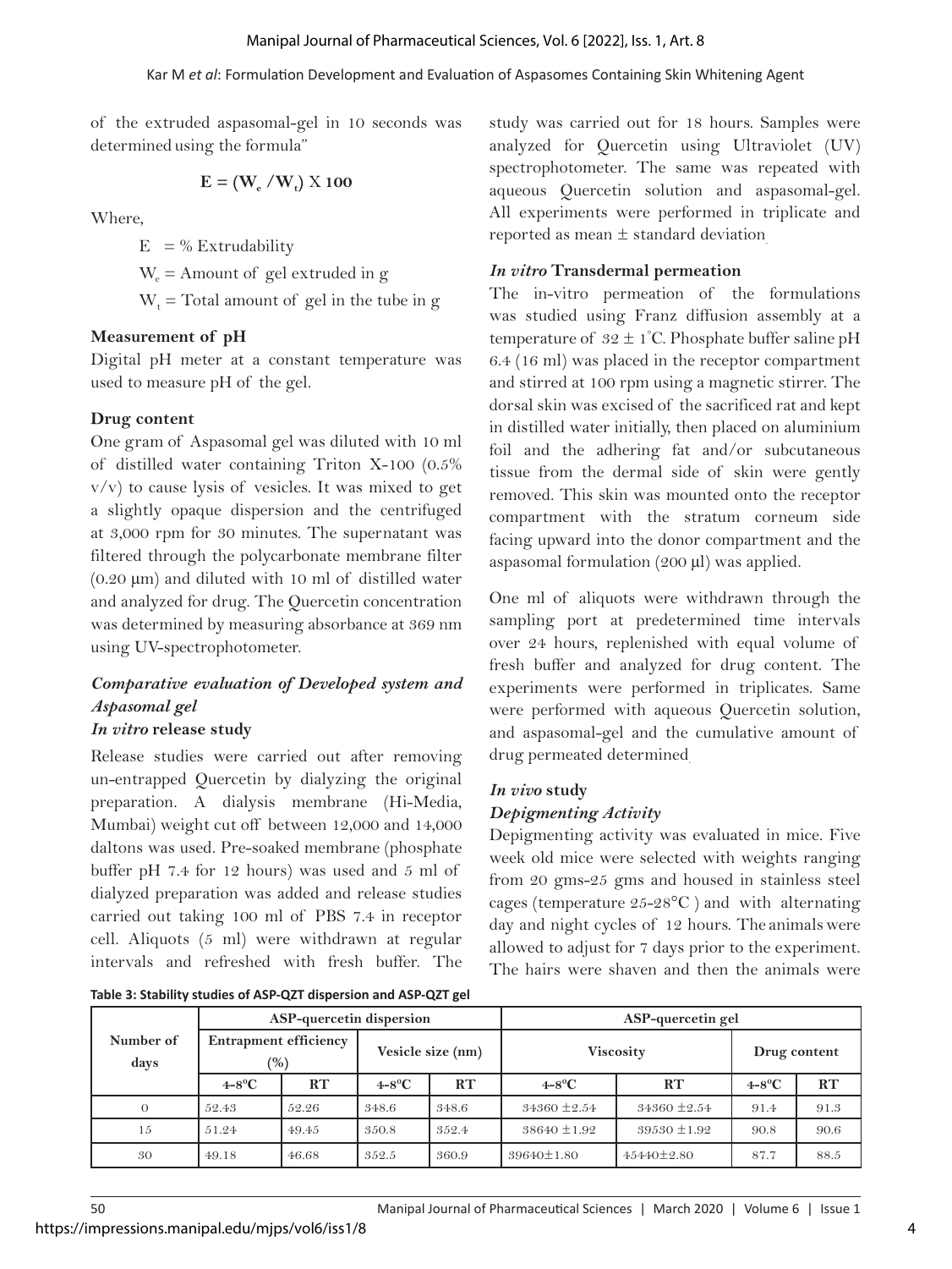of the extruded aspasomal-gel in 10 seconds was determined using the formula"

$$E = (W_e / W_t) \times 100$$

Where,

$E$ = % Extrudability

$W_e$ = Amount of gel extruded in g

$W_t$ = Total amount of gel in the tube in g

### Measurement of pH

Digital pH meter at a constant temperature was used to measure pH of the gel.

### Drug content

One gram of Aspasomal gel was diluted with 10 ml of distilled water containing Triton X-100 (0.5% v/v) to cause lysis of vesicles. It was mixed to get a slightly opaque dispersion and the centrifuged at 3,000 rpm for 30 minutes. The supernatant was filtered through the polycarbonate membrane filter (0.20 µm) and diluted with 10 ml of distilled water and analyzed for drug. The Quercetin concentration was determined by measuring absorbance at 369 nm using UV-spectrophotometer.

### *Comparative evaluation of Developed system and Aspasomal gel*

### *In vitro* release study

Release studies were carried out after removing un-entrapped Quercetin by dialyzing the original preparation. A dialysis membrane (Hi-Media, Mumbai) weight cut off between 12,000 and 14,000 daltons was used. Pre-soaked membrane (phosphate buffer pH 7.4 for 12 hours) was used and 5 ml of dialyzed preparation was added and release studies carried out taking 100 ml of PBS 7.4 in receptor cell. Aliquots (5 ml) were withdrawn at regular intervals and refreshed with fresh buffer. The study was carried out for 18 hours. Samples were analyzed for Quercetin using Ultraviolet (UV) spectrophotometer. The same was repeated with aqueous Quercetin solution and aspasomal-gel. All experiments were performed in triplicate and reported as mean ± standard deviation.

### *In vitro* Transdermal permeation

The in-vitro permeation of the formulations was studied using Franz diffusion assembly at a temperature of 32 ± 1°C. Phosphate buffer saline pH 6.4 (16 ml) was placed in the receptor compartment and stirred at 100 rpm using a magnetic stirrer. The dorsal skin was excised of the sacrificed rat and kept in distilled water initially, then placed on aluminium foil and the adhering fat and/or subcutaneous tissue from the dermal side of skin were gently removed. This skin was mounted onto the receptor compartment with the stratum corneum side facing upward into the donor compartment and the aspasomal formulation (200 µl) was applied.

One ml of aliquots were withdrawn through the sampling port at predetermined time intervals over 24 hours, replenished with equal volume of fresh buffer and analyzed for drug content. The experiments were performed in triplicates. Same were performed with aqueous Quercetin solution, and aspasomal-gel and the cumulative amount of drug permeated determined.

### *In vivo* study

### *Depigmenting Activity*

Depigmenting activity was evaluated in mice. Five week old mice were selected with weights ranging from 20 gms-25 gms and housed in stainless steel cages (temperature 25-28°C ) and with alternating day and night cycles of 12 hours. The animals were allowed to adjust for 7 days prior to the experiment. The hairs were shaven and then the animals were

**Table 3: Stability studies of ASP-QZT dispersion and ASP-QZT gel**

| Number of days | ASP-quercetin dispersion | | | | ASP-quercetin gel | | | |
|---|---|---|---|---|---|---|---|---|
| | Entrapment efficiency (%) | | Vesicle size (nm) | | Viscosity | | Drug content | |
| | 4-8°C | RT | 4-8°C | RT | 4-8°C | RT | 4-8°C | RT |
| 0 | 52.43 | 52.26 | 348.6 | 348.6 | 34360 ±2.54 | 34360 ±2.54 | 91.4 | 91.3 |
| 15 | 51.24 | 49.45 | 350.8 | 352.4 | 38640 ±1.92 | 39530 ±1.92 | 90.8 | 90.6 |
| 30 | 49.18 | 46.68 | 352.5 | 360.9 | 39640±1.80 | 45440±2.80 | 87.7 | 88.5 |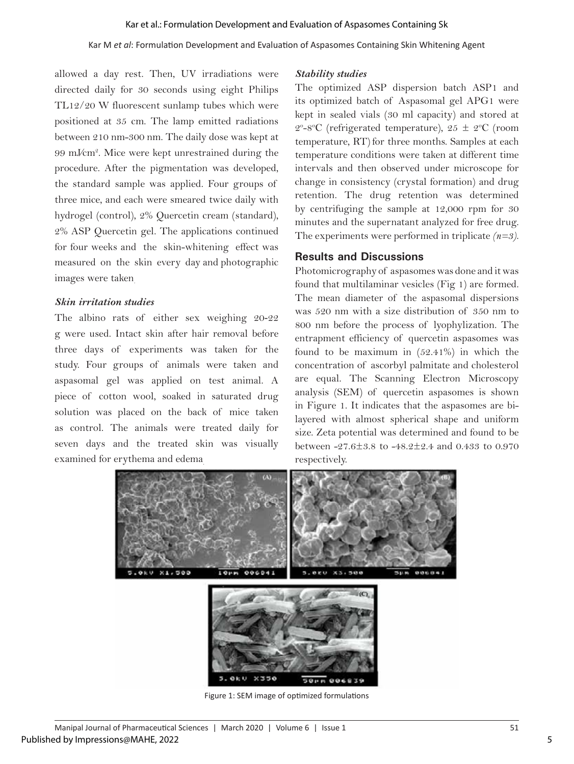allowed a day rest. Then, UV irradiations were directed daily for 30 seconds using eight Philips TL12/20 W fluorescent sunlamp tubes which were positioned at 35 cm. The lamp emitted radiations between 210 nm-300 nm. The daily dose was kept at 99 mJ/cm$^2$. Mice were kept unrestrained during the procedure. After the pigmentation was developed, the standard sample was applied. Four groups of three mice, and each were smeared twice daily with hydrogel (control), 2% Quercetin cream (standard), 2% ASP Quercetin gel. The applications continued for four weeks and the skin-whitening effect was measured on the skin every day and photographic images were taken.

### *Skin irritation studies*

The albino rats of either sex weighing 20-22 g were used. Intact skin after hair removal before three days of experiments was taken for the study. Four groups of animals were taken and aspasomal gel was applied on test animal. A piece of cotton wool, soaked in saturated drug solution was placed on the back of mice taken as control. The animals were treated daily for seven days and the treated skin was visually examined for erythema and edema.

### *Stability studies*

The optimized ASP dispersion batch ASP1 and its optimized batch of Aspasomal gel APG1 were kept in sealed vials (30 ml capacity) and stored at 2°-8°C (refrigerated temperature), 25 ± 2°C (room temperature, RT) for three months. Samples at each temperature conditions were taken at different time intervals and then observed under microscope for change in consistency (crystal formation) and drug retention. The drug retention was determined by centrifuging the sample at 12,000 rpm for 30 minutes and the supernatant analyzed for free drug. The experiments were performed in triplicate *(n=3)*.

## Results and Discussions

Photomicrography of aspasomes was done and it was found that multilaminar vesicles (Fig 1) are formed. The mean diameter of the aspasomal dispersions was 520 nm with a size distribution of 350 nm to 800 nm before the process of lyophylization. The entrapment efficiency of quercetin aspasomes was found to be maximum in (52.41%) in which the concentration of ascorbyl palmitate and cholesterol are equal. The Scanning Electron Microscopy analysis (SEM) of quercetin aspasomes is shown in Figure 1. It indicates that the aspasomes are bi-layered with almost spherical shape and uniform size. Zeta potential was determined and found to be between -27.6±3.8 to -48.2±2.4 and 0.433 to 0.970 respectively.

Figure 1: SEM image of optimized formulations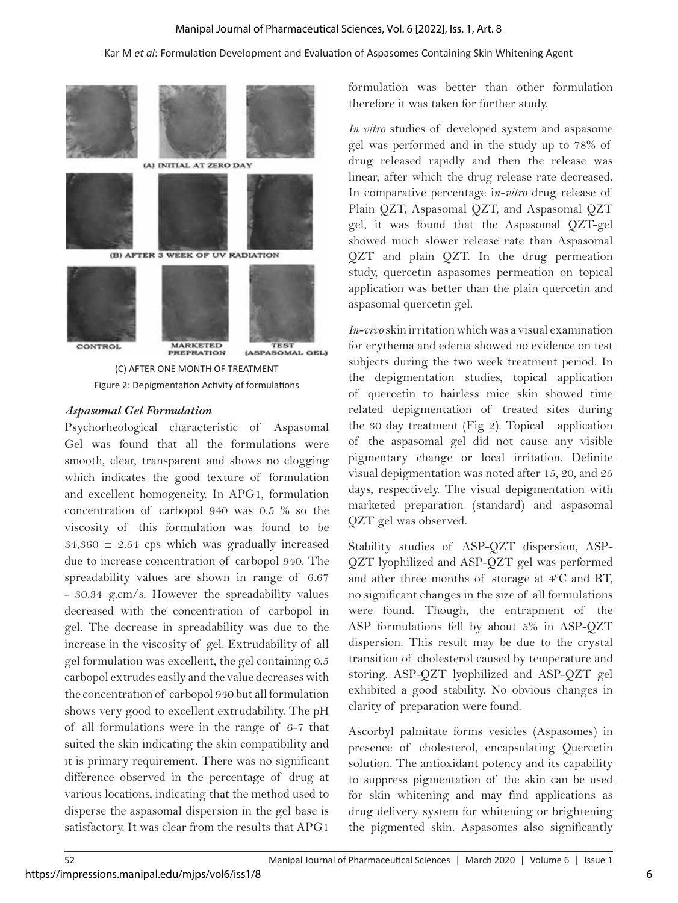(A) INITIAL AT ZERO DAY

(B) AFTER 3 WEEK OF UV RADIATION

CONTROL MARKETED PREPRATION TEST (ASPASOMAL GEL)

(C) AFTER ONE MONTH OF TREATMENT

Figure 2: Depigmentation Activity of formulations

### *Aspasomal Gel Formulation*

Psychorheological characteristic of Aspasomal Gel was found that all the formulations were smooth, clear, transparent and shows no clogging which indicates the good texture of formulation and excellent homogeneity. In APG1, formulation concentration of carbopol 940 was 0.5 % so the viscosity of this formulation was found to be $34,360 \pm 2.54$ cps which was gradually increased due to increase concentration of carbopol 940. The spreadability values are shown in range of 6.67 - 30.34 g.cm/s. However the spreadability values decreased with the concentration of carbopol in gel. The decrease in spreadability was due to the increase in the viscosity of gel. Extrudability of all gel formulation was excellent, the gel containing 0.5 carbopol extrudes easily and the value decreases with the concentration of carbopol 940 but all formulation shows very good to excellent extrudability. The pH of all formulations were in the range of 6-7 that suited the skin indicating the skin compatibility and it is primary requirement. There was no significant difference observed in the percentage of drug at various locations, indicating that the method used to disperse the aspasomal dispersion in the gel base is satisfactory. It was clear from the results that APG1 formulation was better than other formulation therefore it was taken for further study.

*In vitro* studies of developed system and aspasome gel was performed and in the study up to 78% of drug released rapidly and then the release was linear, after which the drug release rate decreased. In comparative percentage i*n-vitro* drug release of Plain QZT, Aspasomal QZT, and Aspasomal QZT gel, it was found that the Aspasomal QZT-gel showed much slower release rate than Aspasomal QZT and plain QZT. In the drug permeation study, quercetin aspasomes permeation on topical application was better than the plain quercetin and aspasomal quercetin gel.

*In-vivo* skin irritation which was a visual examination for erythema and edema showed no evidence on test subjects during the two week treatment period. In the depigmentation studies, topical application of quercetin to hairless mice skin showed time related depigmentation of treated sites during the 30 day treatment (Fig 2). Topical application of the aspasomal gel did not cause any visible pigmentary change or local irritation. Definite visual depigmentation was noted after 15, 20, and 25 days, respectively. The visual depigmentation with marketed preparation (standard) and aspasomal QZT gel was observed.

Stability studies of ASP-QZT dispersion, ASP-QZT lyophilized and ASP-QZT gel was performed and after three months of storage at $4^{0}$C and RT, no significant changes in the size of all formulations were found. Though, the entrapment of the ASP formulations fell by about 5% in ASP-QZT dispersion. This result may be due to the crystal transition of cholesterol caused by temperature and storing. ASP-QZT lyophilized and ASP-QZT gel exhibited a good stability. No obvious changes in clarity of preparation were found.

Ascorbyl palmitate forms vesicles (Aspasomes) in presence of cholesterol, encapsulating Quercetin solution. The antioxidant potency and its capability to suppress pigmentation of the skin can be used for skin whitening and may find applications as drug delivery system for whitening or brightening the pigmented skin. Aspasomes also significantly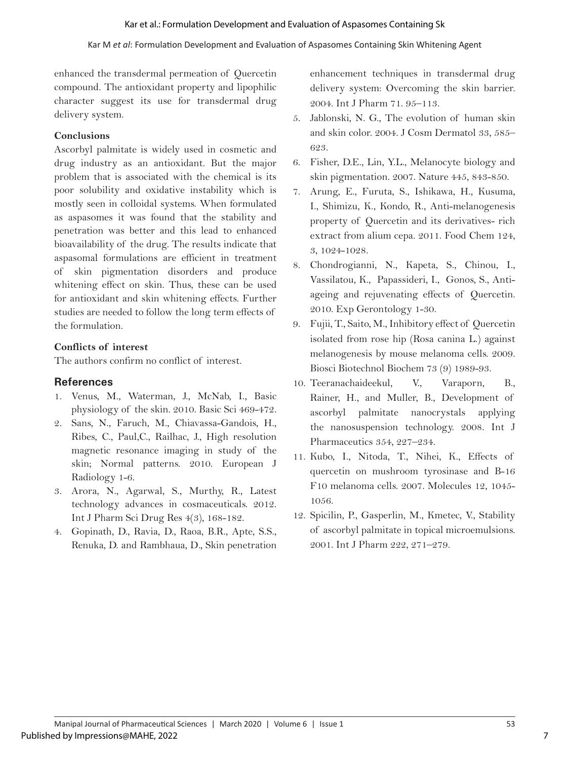enhanced the transdermal permeation of Quercetin compound. The antioxidant property and lipophilic character suggest its use for transdermal drug delivery system.

**Conclusions**

Ascorbyl palmitate is widely used in cosmetic and drug industry as an antioxidant. But the major problem that is associated with the chemical is its poor solubility and oxidative instability which is mostly seen in colloidal systems. When formulated as aspasomes it was found that the stability and penetration was better and this lead to enhanced bioavailability of the drug. The results indicate that aspasomal formulations are efficient in treatment of skin pigmentation disorders and produce whitening effect on skin. Thus, these can be used for antioxidant and skin whitening effects. Further studies are needed to follow the long term effects of the formulation.

**Conflicts of interest**

The authors confirm no conflict of interest.

## References

1. Venus, M., Waterman, J., McNab, I., Basic physiology of the skin. 2010. Basic Sci 469-472.
2. Sans, N., Faruch, M., Chiavassa-Gandois, H., Ribes, C., Paul,C., Railhac, J., High resolution magnetic resonance imaging in study of the skin; Normal patterns. 2010. European J Radiology 1-6.
3. Arora, N., Agarwal, S., Murthy, R., Latest technology advances in cosmaceuticals. 2012. Int J Pharm Sci Drug Res 4(3), 168-182.
4. Gopinath, D., Ravia, D., Raoa, B.R., Apte, S.S., Renuka, D. and Rambhaua, D., Skin penetration enhancement techniques in transdermal drug delivery system: Overcoming the skin barrier. 2004. Int J Pharm 71. 95–113.
5. Jablonski, N. G., The evolution of human skin and skin color. 2004. J Cosm Dermatol 33, 585–623.
6. Fisher, D.E., Lin, Y.L., Melanocyte biology and skin pigmentation. 2007. Nature 445, 843-850.
7. Arung, E., Furuta, S., Ishikawa, H., Kusuma, I., Shimizu, K., Kondo, R., Anti-melanogenesis property of Quercetin and its derivatives- rich extract from alium cepa. 2011. Food Chem 124, 3, 1024-1028.
8. Chondrogianni, N., Kapeta, S., Chinou, I., Vassilatou, K., Papassideri, I., Gonos, S., Anti-ageing and rejuvenating effects of Quercetin. 2010. Exp Gerontology 1-30.
9. Fujii, T., Saito, M., Inhibitory effect of Quercetin isolated from rose hip (Rosa canina L.) against melanogenesis by mouse melanoma cells. 2009. Biosci Biotechnol Biochem 73 (9) 1989-93.
10. Teeranachaideekul, V., Varaporn, B., Rainer, H., and Muller, B., Development of ascorbyl palmitate nanocrystals applying the nanosuspension technology. 2008. Int J Pharmaceutics 354, 227–234.
11. Kubo, I., Nitoda, T., Nihei, K., Effects of quercetin on mushroom tyrosinase and B-16 F10 melanoma cells. 2007. Molecules 12, 1045-1056.
12. Spicilin, P., Gasperlin, M., Kmetec, V., Stability of ascorbyl palmitate in topical microemulsions. 2001. Int J Pharm 222, 271–279.